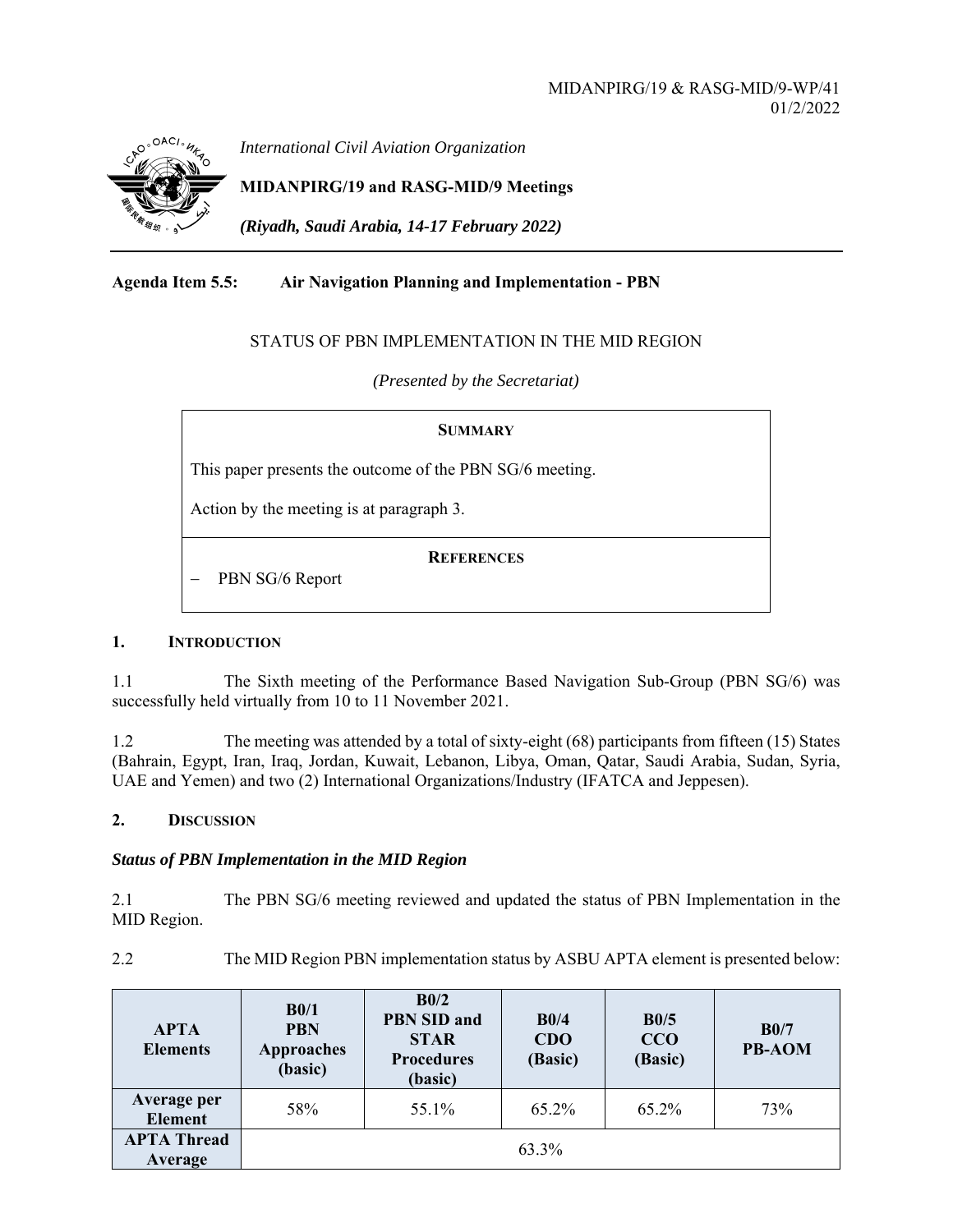MIDANPIRG/19 & RASG-MID/9-WP/41
01/2/2022

*International Civil Aviation Organization*

**MIDANPIRG/19 and RASG-MID/9 Meetings**

***(Riyadh, Saudi Arabia, 14-17 February 2022)***

**Agenda Item 5.5: Air Navigation Planning and Implementation - PBN**

STATUS OF PBN IMPLEMENTATION IN THE MID REGION

*(Presented by the Secretariat)*

**SUMMARY**

This paper presents the outcome of the PBN SG/6 meeting.

Action by the meeting is at paragraph 3.

**REFERENCES**

- PBN SG/6 Report

## 1. INTRODUCTION

1.1 The Sixth meeting of the Performance Based Navigation Sub-Group (PBN SG/6) was successfully held virtually from 10 to 11 November 2021.

1.2 The meeting was attended by a total of sixty-eight (68) participants from fifteen (15) States (Bahrain, Egypt, Iran, Iraq, Jordan, Kuwait, Lebanon, Libya, Oman, Qatar, Saudi Arabia, Sudan, Syria, UAE and Yemen) and two (2) International Organizations/Industry (IFATCA and Jeppesen).

## 2. DISCUSSION

***Status of PBN Implementation in the MID Region***

2.1 The PBN SG/6 meeting reviewed and updated the status of PBN Implementation in the MID Region.

2.2 The MID Region PBN implementation status by ASBU APTA element is presented below:

| APTA Elements | B0/1 PBN Approaches (basic) | B0/2 PBN SID and STAR Procedures (basic) | B0/4 CDO (Basic) | B0/5 CCO (Basic) | B0/7 PB-AOM |
|---|---|---|---|---|---|
| **Average per Element** | 58% | 55.1% | 65.2% | 65.2% | 73% |
| **APTA Thread Average** | 63.3% | | | | |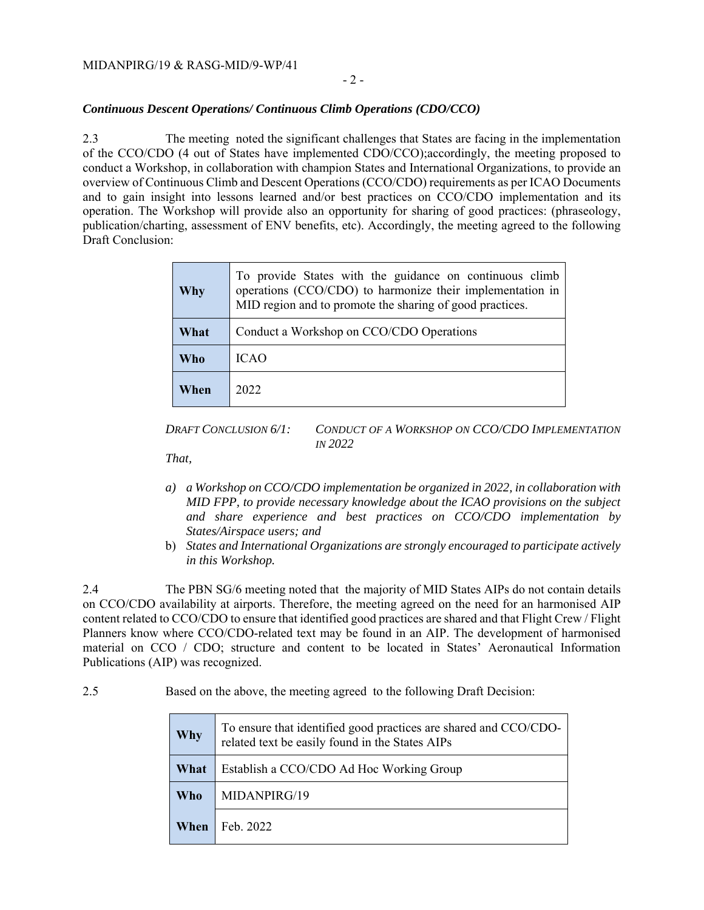***Continuous Descent Operations/ Continuous Climb Operations (CDO/CCO)***

2.3 The meeting noted the significant challenges that States are facing in the implementation of the CCO/CDO (4 out of States have implemented CDO/CCO);accordingly, the meeting proposed to conduct a Workshop, in collaboration with champion States and International Organizations, to provide an overview of Continuous Climb and Descent Operations (CCO/CDO) requirements as per ICAO Documents and to gain insight into lessons learned and/or best practices on CCO/CDO implementation and its operation. The Workshop will provide also an opportunity for sharing of good practices: (phraseology, publication/charting, assessment of ENV benefits, etc). Accordingly, the meeting agreed to the following Draft Conclusion:

| | |
|---|---|
| **Why** | To provide States with the guidance on continuous climb operations (CCO/CDO) to harmonize their implementation in MID region and to promote the sharing of good practices. |
| **What** | Conduct a Workshop on CCO/CDO Operations |
| **Who** | ICAO |
| **When** | 2022 |

*DRAFT CONCLUSION 6/1: CONDUCT OF A WORKSHOP ON CCO/CDO IMPLEMENTATION IN 2022*

*That,*

a) *a Workshop on CCO/CDO implementation be organized in 2022, in collaboration with MID FPP, to provide necessary knowledge about the ICAO provisions on the subject and share experience and best practices on CCO/CDO implementation by States/Airspace users; and*
b) *States and International Organizations are strongly encouraged to participate actively in this Workshop.*

2.4 The PBN SG/6 meeting noted that the majority of MID States AIPs do not contain details on CCO/CDO availability at airports. Therefore, the meeting agreed on the need for an harmonised AIP content related to CCO/CDO to ensure that identified good practices are shared and that Flight Crew / Flight Planners know where CCO/CDO-related text may be found in an AIP. The development of harmonised material on CCO / CDO; structure and content to be located in States' Aeronautical Information Publications (AIP) was recognized.

2.5 Based on the above, the meeting agreed to the following Draft Decision:

| | |
|---|---|
| **Why** | To ensure that identified good practices are shared and CCO/CDO-related text be easily found in the States AIPs |
| **What** | Establish a CCO/CDO Ad Hoc Working Group |
| **Who** | MIDANPIRG/19 |
| **When** | Feb. 2022 |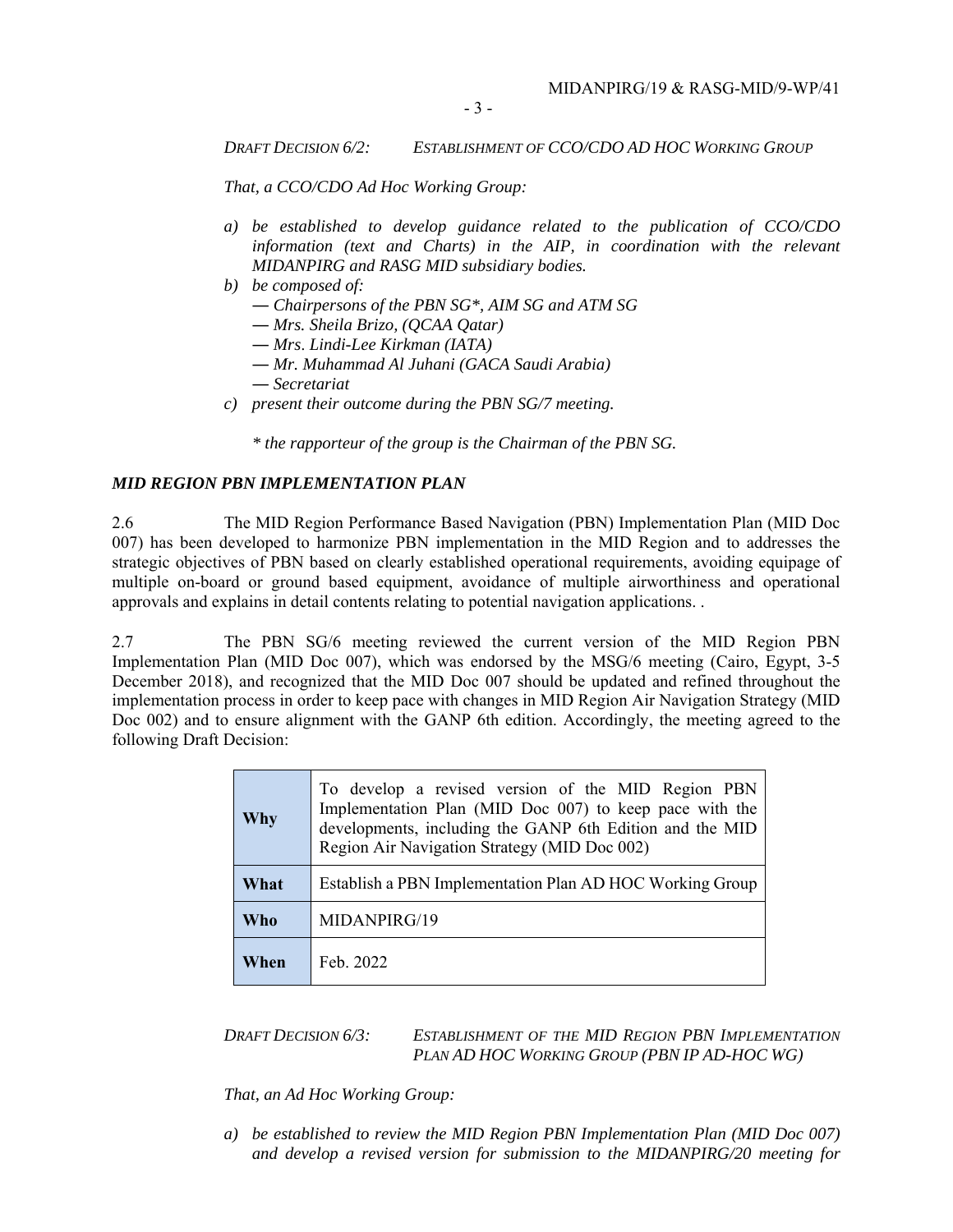*DRAFT DECISION 6/2: ESTABLISHMENT OF CCO/CDO AD HOC WORKING GROUP*

*That, a CCO/CDO Ad Hoc Working Group:*

*a) be established to develop guidance related to the publication of CCO/CDO information (text and Charts) in the AIP, in coordination with the relevant MIDANPIRG and RASG MID subsidiary bodies.*

*b) be composed of:*
   - *Chairpersons of the PBN SG*, AIM SG and ATM SG*
   - *Mrs. Sheila Brizo, (QCAA Qatar)*
   - *Mrs. Lindi-Lee Kirkman (IATA)*
   - *Mr. Muhammad Al Juhani (GACA Saudi Arabia)*
   - *Secretariat*

*c) present their outcome during the PBN SG/7 meeting.*

*\* the rapporteur of the group is the Chairman of the PBN SG.*

***MID REGION PBN IMPLEMENTATION PLAN***

2.6 The MID Region Performance Based Navigation (PBN) Implementation Plan (MID Doc 007) has been developed to harmonize PBN implementation in the MID Region and to addresses the strategic objectives of PBN based on clearly established operational requirements, avoiding equipage of multiple on-board or ground based equipment, avoidance of multiple airworthiness and operational approvals and explains in detail contents relating to potential navigation applications. .

2.7 The PBN SG/6 meeting reviewed the current version of the MID Region PBN Implementation Plan (MID Doc 007), which was endorsed by the MSG/6 meeting (Cairo, Egypt, 3-5 December 2018), and recognized that the MID Doc 007 should be updated and refined throughout the implementation process in order to keep pace with changes in MID Region Air Navigation Strategy (MID Doc 002) and to ensure alignment with the GANP 6th edition. Accordingly, the meeting agreed to the following Draft Decision:

| | |
|---|---|
| **Why** | To develop a revised version of the MID Region PBN Implementation Plan (MID Doc 007) to keep pace with the developments, including the GANP 6th Edition and the MID Region Air Navigation Strategy (MID Doc 002) |
| **What** | Establish a PBN Implementation Plan AD HOC Working Group |
| **Who** | MIDANPIRG/19 |
| **When** | Feb. 2022 |

*DRAFT DECISION 6/3: ESTABLISHMENT OF THE MID REGION PBN IMPLEMENTATION PLAN AD HOC WORKING GROUP (PBN IP AD-HOC WG)*

*That, an Ad Hoc Working Group:*

*a) be established to review the MID Region PBN Implementation Plan (MID Doc 007) and develop a revised version for submission to the MIDANPIRG/20 meeting for*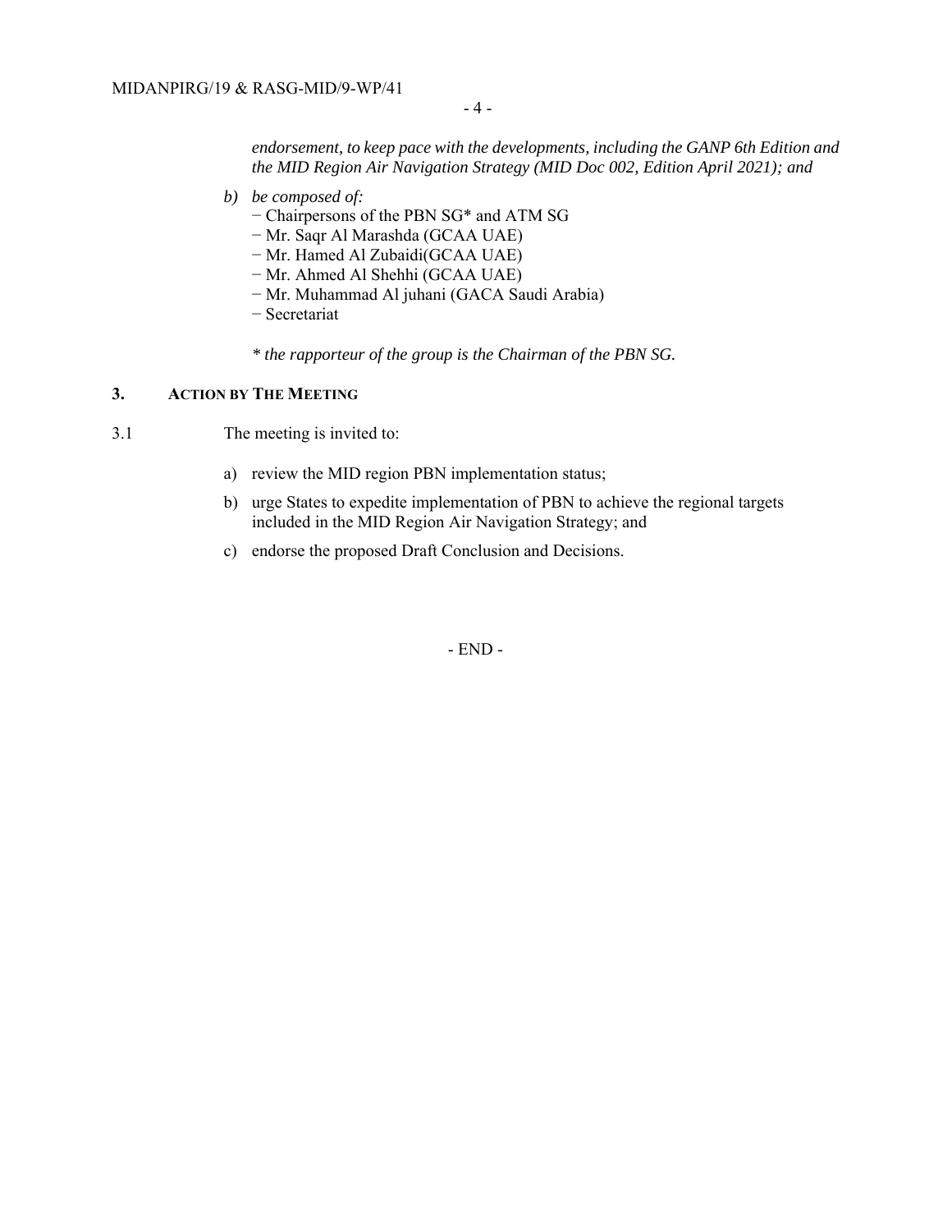*endorsement, to keep pace with the developments, including the GANP 6th Edition and the MID Region Air Navigation Strategy (MID Doc 002, Edition April 2021); and*

*b) be composed of:*

- Chairpersons of the PBN SG* and ATM SG
- Mr. Saqr Al Marashda (GCAA UAE)
- Mr. Hamed Al Zubaidi(GCAA UAE)
- Mr. Ahmed Al Shehhi (GCAA UAE)
- Mr. Muhammad Al juhani (GACA Saudi Arabia)
- Secretariat

*\* the rapporteur of the group is the Chairman of the PBN SG.*

## 3. ACTION BY THE MEETING

3.1 The meeting is invited to:

a) review the MID region PBN implementation status;

b) urge States to expedite implementation of PBN to achieve the regional targets included in the MID Region Air Navigation Strategy; and

c) endorse the proposed Draft Conclusion and Decisions.

- END -